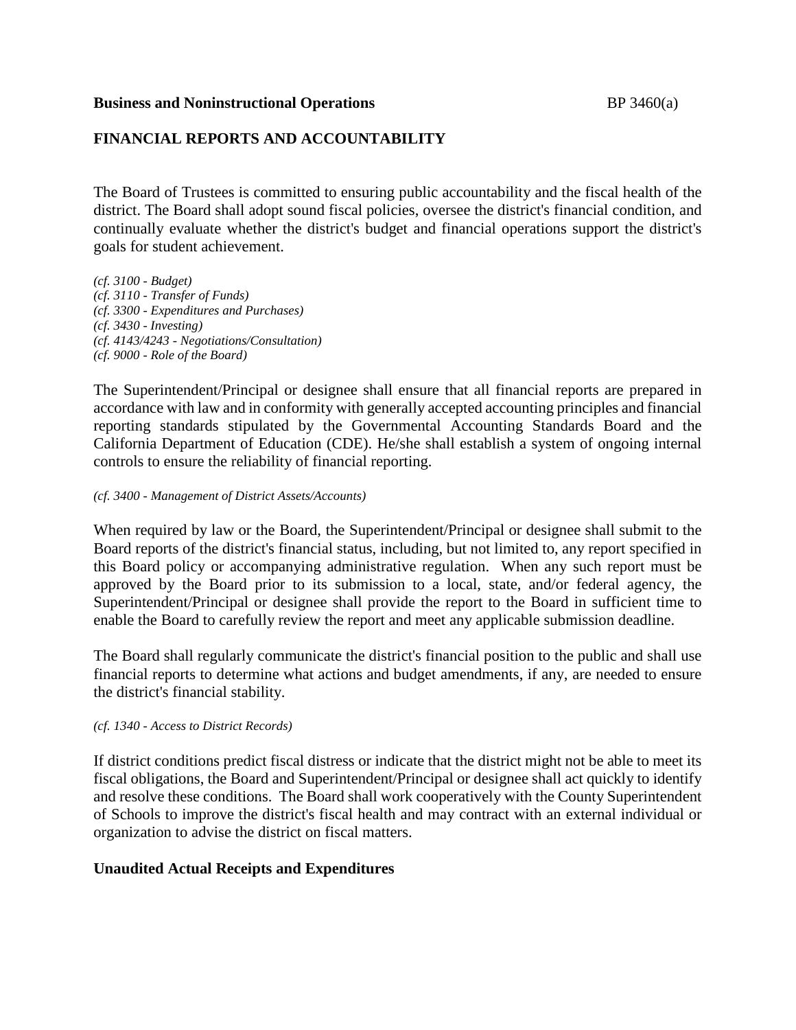**Business and Noninstructional Operations** BP 3460(a)

## FINANCIAL REPORTS AND ACCOUNTABILITY

The Board of Trustees is committed to ensuring public accountability and the fiscal health of the district. The Board shall adopt sound fiscal policies, oversee the district's financial condition, and continually evaluate whether the district's budget and financial operations support the district's goals for student achievement.

*(cf. 3100 - Budget)*
*(cf. 3110 - Transfer of Funds)*
*(cf. 3300 - Expenditures and Purchases)*
*(cf. 3430 - Investing)*
*(cf. 4143/4243 - Negotiations/Consultation)*
*(cf. 9000 - Role of the Board)*

The Superintendent/Principal or designee shall ensure that all financial reports are prepared in accordance with law and in conformity with generally accepted accounting principles and financial reporting standards stipulated by the Governmental Accounting Standards Board and the California Department of Education (CDE). He/she shall establish a system of ongoing internal controls to ensure the reliability of financial reporting.

*(cf. 3400 - Management of District Assets/Accounts)*

When required by law or the Board, the Superintendent/Principal or designee shall submit to the Board reports of the district's financial status, including, but not limited to, any report specified in this Board policy or accompanying administrative regulation. When any such report must be approved by the Board prior to its submission to a local, state, and/or federal agency, the Superintendent/Principal or designee shall provide the report to the Board in sufficient time to enable the Board to carefully review the report and meet any applicable submission deadline.

The Board shall regularly communicate the district's financial position to the public and shall use financial reports to determine what actions and budget amendments, if any, are needed to ensure the district's financial stability.

*(cf. 1340 - Access to District Records)*

If district conditions predict fiscal distress or indicate that the district might not be able to meet its fiscal obligations, the Board and Superintendent/Principal or designee shall act quickly to identify and resolve these conditions. The Board shall work cooperatively with the County Superintendent of Schools to improve the district's fiscal health and may contract with an external individual or organization to advise the district on fiscal matters.

### Unaudited Actual Receipts and Expenditures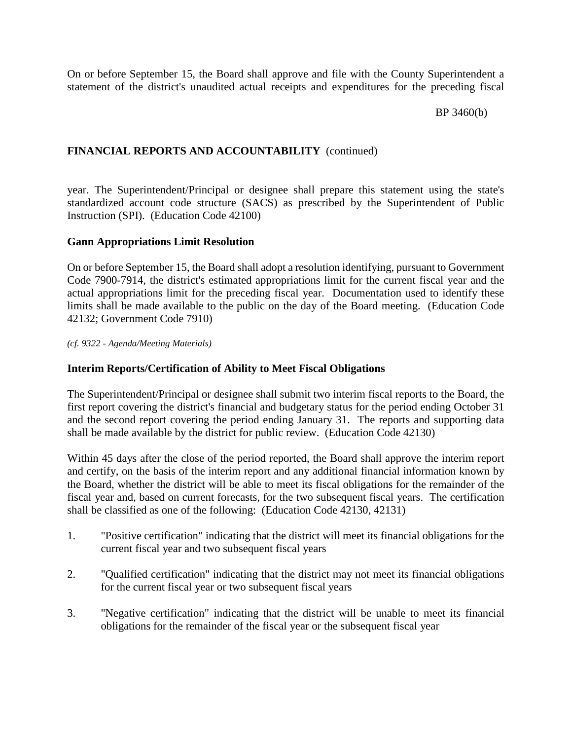On or before September 15, the Board shall approve and file with the County Superintendent a statement of the district's unaudited actual receipts and expenditures for the preceding fiscal year. The Superintendent/Principal or designee shall prepare this statement using the state's standardized account code structure (SACS) as prescribed by the Superintendent of Public Instruction (SPI). (Education Code 42100)

**Gann Appropriations Limit Resolution**

On or before September 15, the Board shall adopt a resolution identifying, pursuant to Government Code 7900-7914, the district's estimated appropriations limit for the current fiscal year and the actual appropriations limit for the preceding fiscal year. Documentation used to identify these limits shall be made available to the public on the day of the Board meeting. (Education Code 42132; Government Code 7910)

*(cf. 9322 - Agenda/Meeting Materials)*

**Interim Reports/Certification of Ability to Meet Fiscal Obligations**

The Superintendent/Principal or designee shall submit two interim fiscal reports to the Board, the first report covering the district's financial and budgetary status for the period ending October 31 and the second report covering the period ending January 31. The reports and supporting data shall be made available by the district for public review. (Education Code 42130)

Within 45 days after the close of the period reported, the Board shall approve the interim report and certify, on the basis of the interim report and any additional financial information known by the Board, whether the district will be able to meet its fiscal obligations for the remainder of the fiscal year and, based on current forecasts, for the two subsequent fiscal years. The certification shall be classified as one of the following: (Education Code 42130, 42131)

1. "Positive certification" indicating that the district will meet its financial obligations for the current fiscal year and two subsequent fiscal years
2. "Qualified certification" indicating that the district may not meet its financial obligations for the current fiscal year or two subsequent fiscal years
3. "Negative certification" indicating that the district will be unable to meet its financial obligations for the remainder of the fiscal year or the subsequent fiscal year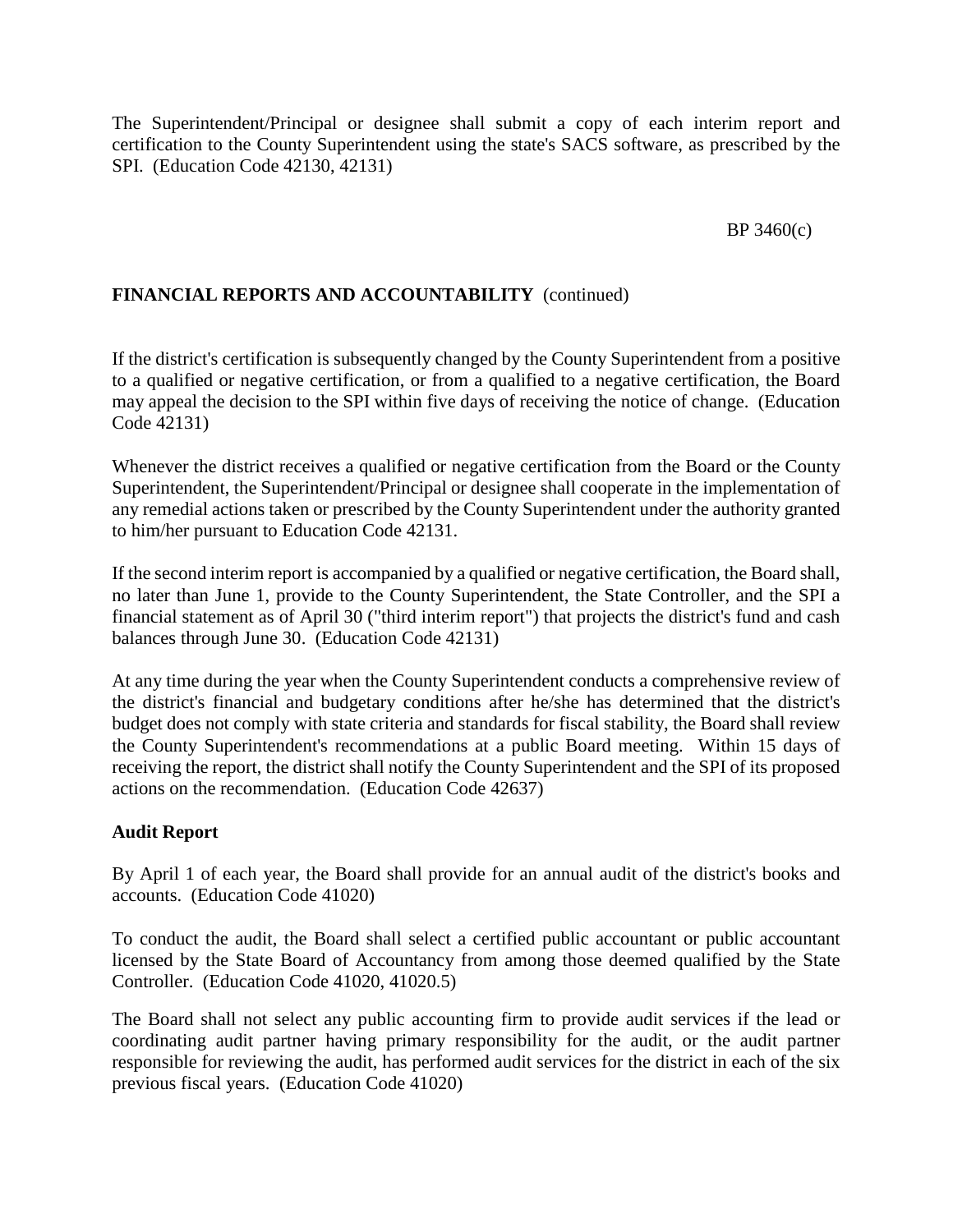The Superintendent/Principal or designee shall submit a copy of each interim report and certification to the County Superintendent using the state's SACS software, as prescribed by the SPI. (Education Code 42130, 42131)

**FINANCIAL REPORTS AND ACCOUNTABILITY** (continued)

If the district's certification is subsequently changed by the County Superintendent from a positive to a qualified or negative certification, or from a qualified to a negative certification, the Board may appeal the decision to the SPI within five days of receiving the notice of change. (Education Code 42131)

Whenever the district receives a qualified or negative certification from the Board or the County Superintendent, the Superintendent/Principal or designee shall cooperate in the implementation of any remedial actions taken or prescribed by the County Superintendent under the authority granted to him/her pursuant to Education Code 42131.

If the second interim report is accompanied by a qualified or negative certification, the Board shall, no later than June 1, provide to the County Superintendent, the State Controller, and the SPI a financial statement as of April 30 ("third interim report") that projects the district's fund and cash balances through June 30. (Education Code 42131)

At any time during the year when the County Superintendent conducts a comprehensive review of the district's financial and budgetary conditions after he/she has determined that the district's budget does not comply with state criteria and standards for fiscal stability, the Board shall review the County Superintendent's recommendations at a public Board meeting. Within 15 days of receiving the report, the district shall notify the County Superintendent and the SPI of its proposed actions on the recommendation. (Education Code 42637)

**Audit Report**

By April 1 of each year, the Board shall provide for an annual audit of the district's books and accounts. (Education Code 41020)

To conduct the audit, the Board shall select a certified public accountant or public accountant licensed by the State Board of Accountancy from among those deemed qualified by the State Controller. (Education Code 41020, 41020.5)

The Board shall not select any public accounting firm to provide audit services if the lead or coordinating audit partner having primary responsibility for the audit, or the audit partner responsible for reviewing the audit, has performed audit services for the district in each of the six previous fiscal years. (Education Code 41020)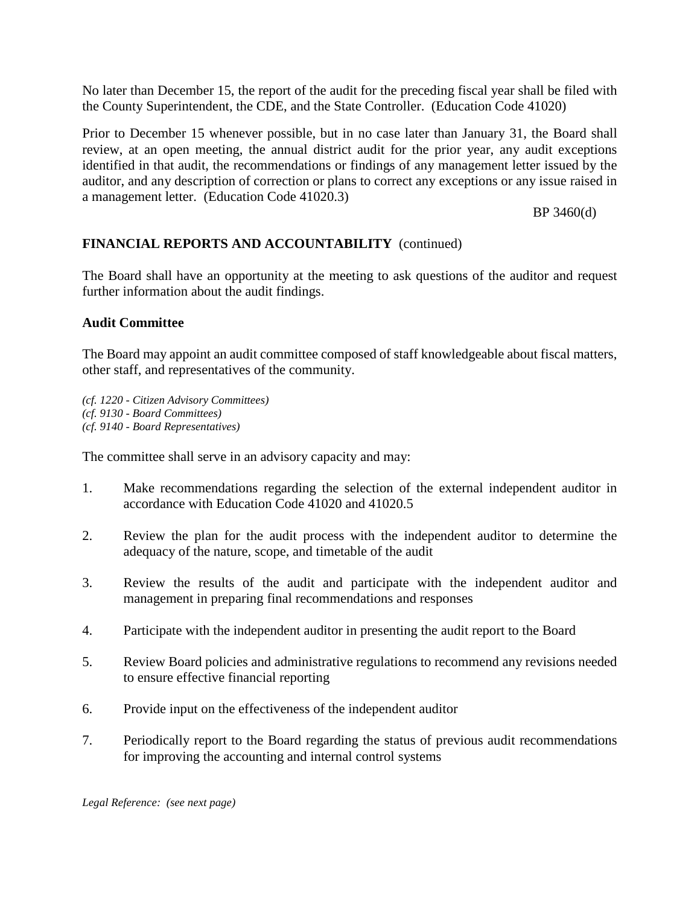No later than December 15, the report of the audit for the preceding fiscal year shall be filed with the County Superintendent, the CDE, and the State Controller. (Education Code 41020)

Prior to December 15 whenever possible, but in no case later than January 31, the Board shall review, at an open meeting, the annual district audit for the prior year, any audit exceptions identified in that audit, the recommendations or findings of any management letter issued by the auditor, and any description of correction or plans to correct any exceptions or any issue raised in a management letter. (Education Code 41020.3)

The Board shall have an opportunity at the meeting to ask questions of the auditor and request further information about the audit findings.

**Audit Committee**

The Board may appoint an audit committee composed of staff knowledgeable about fiscal matters, other staff, and representatives of the community.

*(cf. 1220 - Citizen Advisory Committees)*
*(cf. 9130 - Board Committees)*
*(cf. 9140 - Board Representatives)*

The committee shall serve in an advisory capacity and may:

1. Make recommendations regarding the selection of the external independent auditor in accordance with Education Code 41020 and 41020.5

2. Review the plan for the audit process with the independent auditor to determine the adequacy of the nature, scope, and timetable of the audit

3. Review the results of the audit and participate with the independent auditor and management in preparing final recommendations and responses

4. Participate with the independent auditor in presenting the audit report to the Board

5. Review Board policies and administrative regulations to recommend any revisions needed to ensure effective financial reporting

6. Provide input on the effectiveness of the independent auditor

7. Periodically report to the Board regarding the status of previous audit recommendations for improving the accounting and internal control systems

*Legal Reference: (see next page)*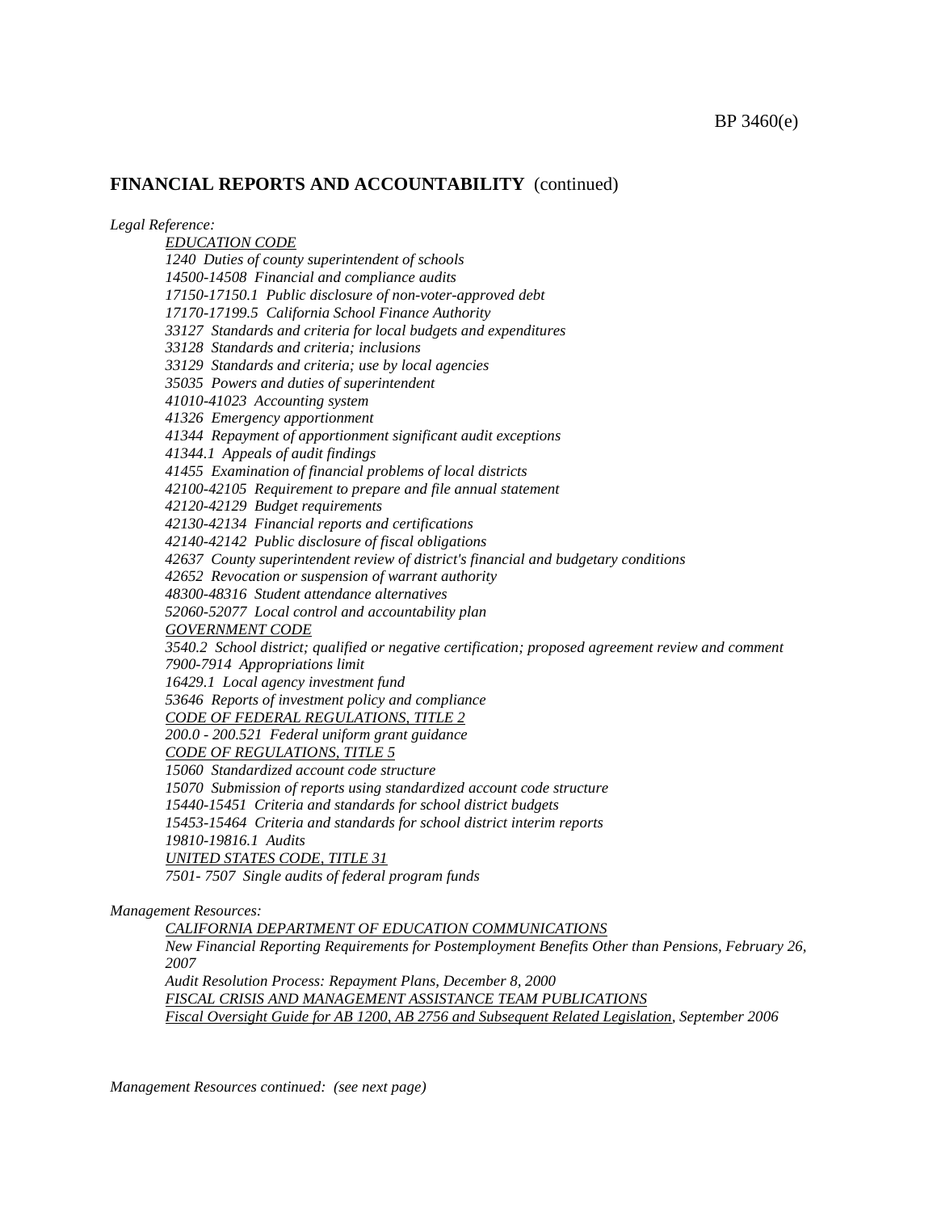## FINANCIAL REPORTS AND ACCOUNTABILITY (continued)

*Legal Reference:*

EDUCATION CODE

*1240 Duties of county superintendent of schools*
*14500-14508 Financial and compliance audits*
*17150-17150.1 Public disclosure of non-voter-approved debt*
*17170-17199.5 California School Finance Authority*
*33127 Standards and criteria for local budgets and expenditures*
*33128 Standards and criteria; inclusions*
*33129 Standards and criteria; use by local agencies*
*35035 Powers and duties of superintendent*
*41010-41023 Accounting system*
*41326 Emergency apportionment*
*41344 Repayment of apportionment significant audit exceptions*
*41344.1 Appeals of audit findings*
*41455 Examination of financial problems of local districts*
*42100-42105 Requirement to prepare and file annual statement*
*42120-42129 Budget requirements*
*42130-42134 Financial reports and certifications*
*42140-42142 Public disclosure of fiscal obligations*
*42637 County superintendent review of district's financial and budgetary conditions*
*42652 Revocation or suspension of warrant authority*
*48300-48316 Student attendance alternatives*
*52060-52077 Local control and accountability plan*

GOVERNMENT CODE

*3540.2 School district; qualified or negative certification; proposed agreement review and comment*
*7900-7914 Appropriations limit*
*16429.1 Local agency investment fund*
*53646 Reports of investment policy and compliance*

CODE OF FEDERAL REGULATIONS, TITLE 2

*200.0 - 200.521 Federal uniform grant guidance*

CODE OF REGULATIONS, TITLE 5

*15060 Standardized account code structure*
*15070 Submission of reports using standardized account code structure*
*15440-15451 Criteria and standards for school district budgets*
*15453-15464 Criteria and standards for school district interim reports*
*19810-19816.1 Audits*

UNITED STATES CODE, TITLE 31

*7501- 7507 Single audits of federal program funds*

*Management Resources:*

CALIFORNIA DEPARTMENT OF EDUCATION COMMUNICATIONS

*New Financial Reporting Requirements for Postemployment Benefits Other than Pensions, February 26, 2007*
*Audit Resolution Process: Repayment Plans, December 8, 2000*

FISCAL CRISIS AND MANAGEMENT ASSISTANCE TEAM PUBLICATIONS

*Fiscal Oversight Guide for AB 1200, AB 2756 and Subsequent Related Legislation, September 2006*

*Management Resources continued: (see next page)*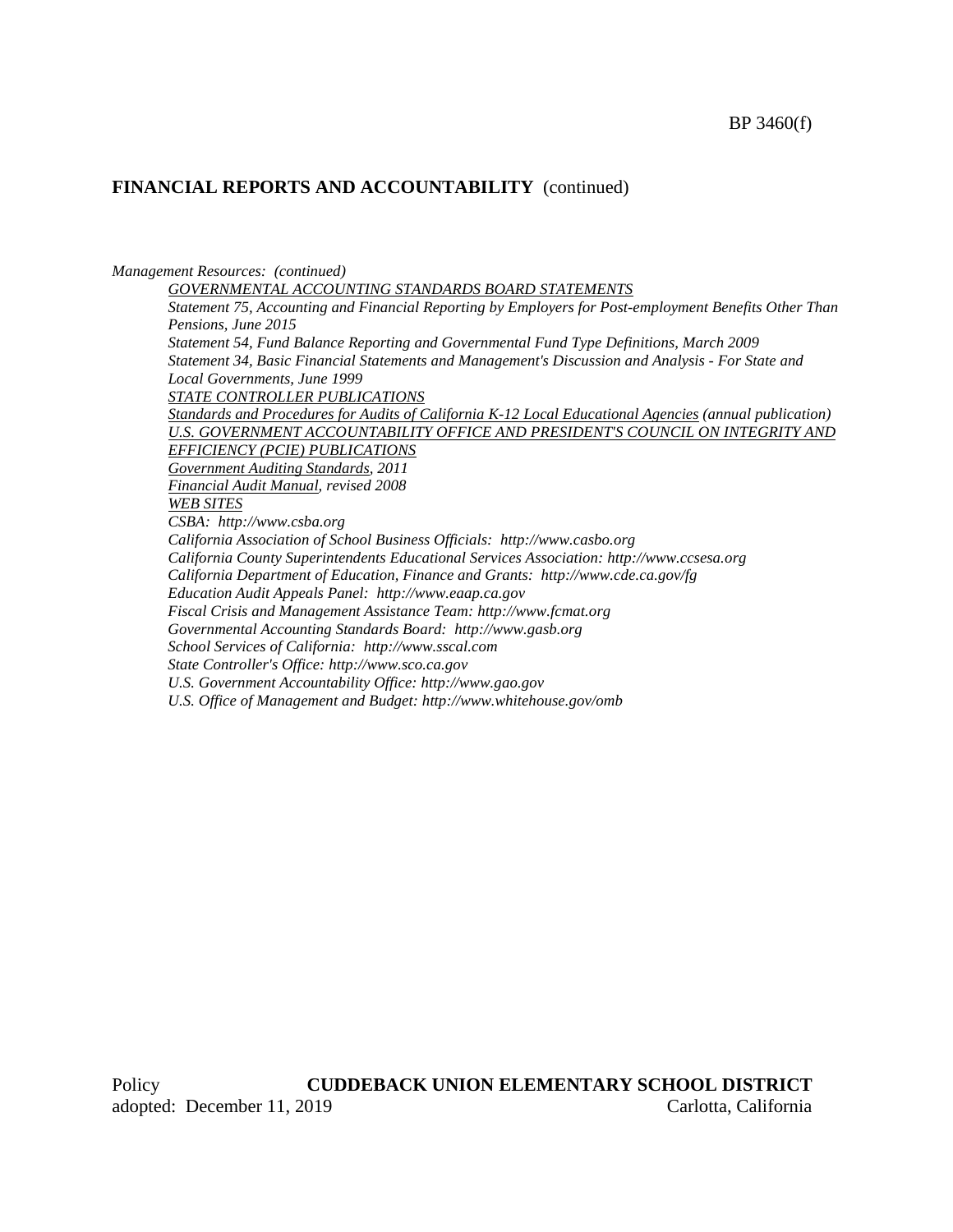**FINANCIAL REPORTS AND ACCOUNTABILITY** (continued)

*Management Resources: (continued)*

*GOVERNMENTAL ACCOUNTING STANDARDS BOARD STATEMENTS*

*Statement 75, Accounting and Financial Reporting by Employers for Post-employment Benefits Other Than Pensions, June 2015*

*Statement 54, Fund Balance Reporting and Governmental Fund Type Definitions, March 2009*

*Statement 34, Basic Financial Statements and Management's Discussion and Analysis - For State and Local Governments, June 1999*

*STATE CONTROLLER PUBLICATIONS*

*Standards and Procedures for Audits of California K-12 Local Educational Agencies (annual publication)*

*U.S. GOVERNMENT ACCOUNTABILITY OFFICE AND PRESIDENT'S COUNCIL ON INTEGRITY AND EFFICIENCY (PCIE) PUBLICATIONS*

*Government Auditing Standards, 2011*

*Financial Audit Manual, revised 2008*

*WEB SITES*

*CSBA: http://www.csba.org*

*California Association of School Business Officials: http://www.casbo.org*

*California County Superintendents Educational Services Association: http://www.ccsesa.org*

*California Department of Education, Finance and Grants: http://www.cde.ca.gov/fg*

*Education Audit Appeals Panel: http://www.eaap.ca.gov*

*Fiscal Crisis and Management Assistance Team: http://www.fcmat.org*

*Governmental Accounting Standards Board: http://www.gasb.org*

*School Services of California: http://www.sscal.com*

*State Controller's Office: http://www.sco.ca.gov*

*U.S. Government Accountability Office: http://www.gao.gov*

*U.S. Office of Management and Budget: http://www.whitehouse.gov/omb*

Policy **CUDDEBACK UNION ELEMENTARY SCHOOL DISTRICT**
adopted: December 11, 2019 Carlotta, California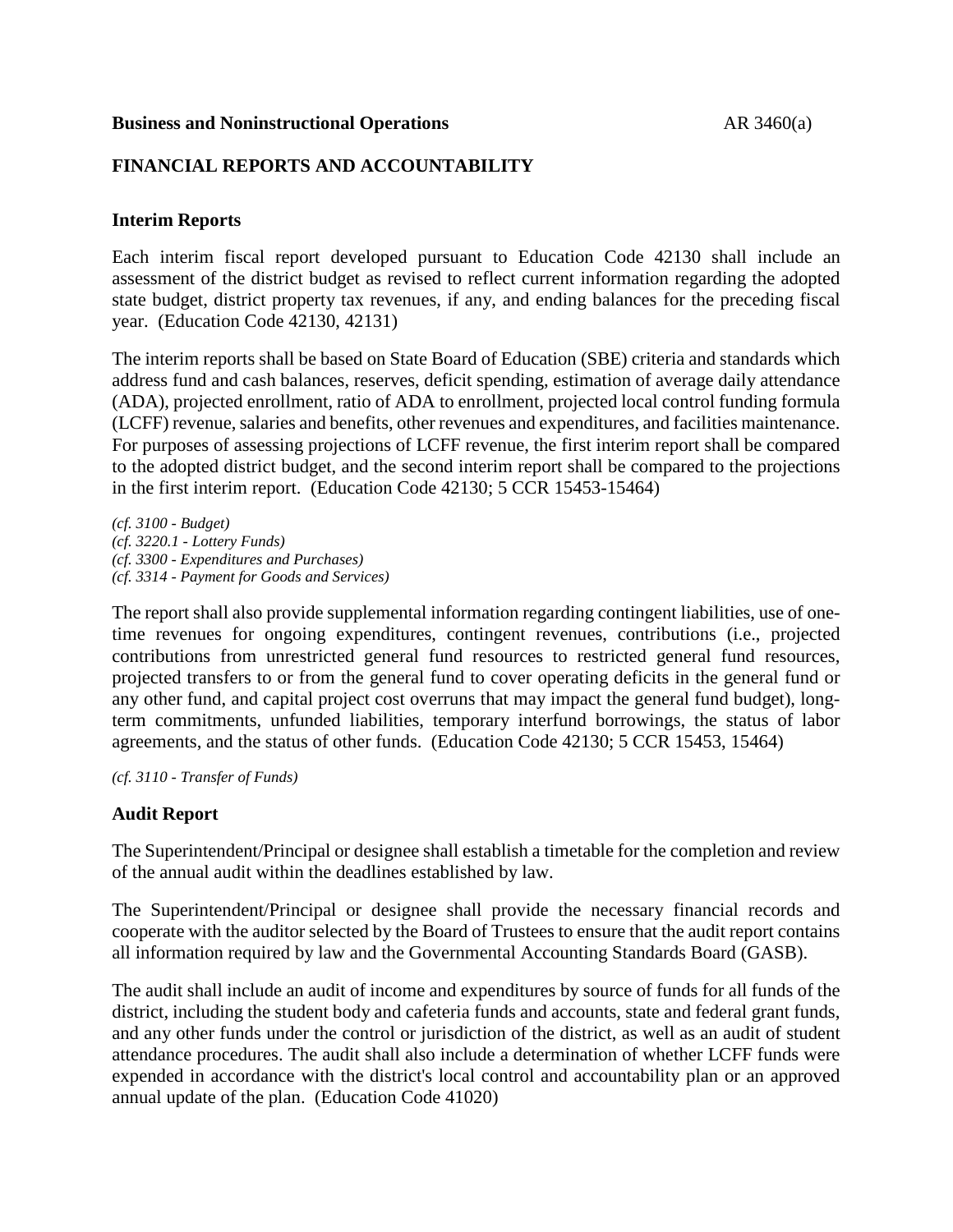**Business and Noninstructional Operations** AR 3460(a)

## FINANCIAL REPORTS AND ACCOUNTABILITY

### Interim Reports

Each interim fiscal report developed pursuant to Education Code 42130 shall include an assessment of the district budget as revised to reflect current information regarding the adopted state budget, district property tax revenues, if any, and ending balances for the preceding fiscal year. (Education Code 42130, 42131)

The interim reports shall be based on State Board of Education (SBE) criteria and standards which address fund and cash balances, reserves, deficit spending, estimation of average daily attendance (ADA), projected enrollment, ratio of ADA to enrollment, projected local control funding formula (LCFF) revenue, salaries and benefits, other revenues and expenditures, and facilities maintenance. For purposes of assessing projections of LCFF revenue, the first interim report shall be compared to the adopted district budget, and the second interim report shall be compared to the projections in the first interim report. (Education Code 42130; 5 CCR 15453-15464)

*(cf. 3100 - Budget)*
*(cf. 3220.1 - Lottery Funds)*
*(cf. 3300 - Expenditures and Purchases)*
*(cf. 3314 - Payment for Goods and Services)*

The report shall also provide supplemental information regarding contingent liabilities, use of one-time revenues for ongoing expenditures, contingent revenues, contributions (i.e., projected contributions from unrestricted general fund resources to restricted general fund resources, projected transfers to or from the general fund to cover operating deficits in the general fund or any other fund, and capital project cost overruns that may impact the general fund budget), long-term commitments, unfunded liabilities, temporary interfund borrowings, the status of labor agreements, and the status of other funds. (Education Code 42130; 5 CCR 15453, 15464)

*(cf. 3110 - Transfer of Funds)*

### Audit Report

The Superintendent/Principal or designee shall establish a timetable for the completion and review of the annual audit within the deadlines established by law.

The Superintendent/Principal or designee shall provide the necessary financial records and cooperate with the auditor selected by the Board of Trustees to ensure that the audit report contains all information required by law and the Governmental Accounting Standards Board (GASB).

The audit shall include an audit of income and expenditures by source of funds for all funds of the district, including the student body and cafeteria funds and accounts, state and federal grant funds, and any other funds under the control or jurisdiction of the district, as well as an audit of student attendance procedures. The audit shall also include a determination of whether LCFF funds were expended in accordance with the district's local control and accountability plan or an approved annual update of the plan. (Education Code 41020)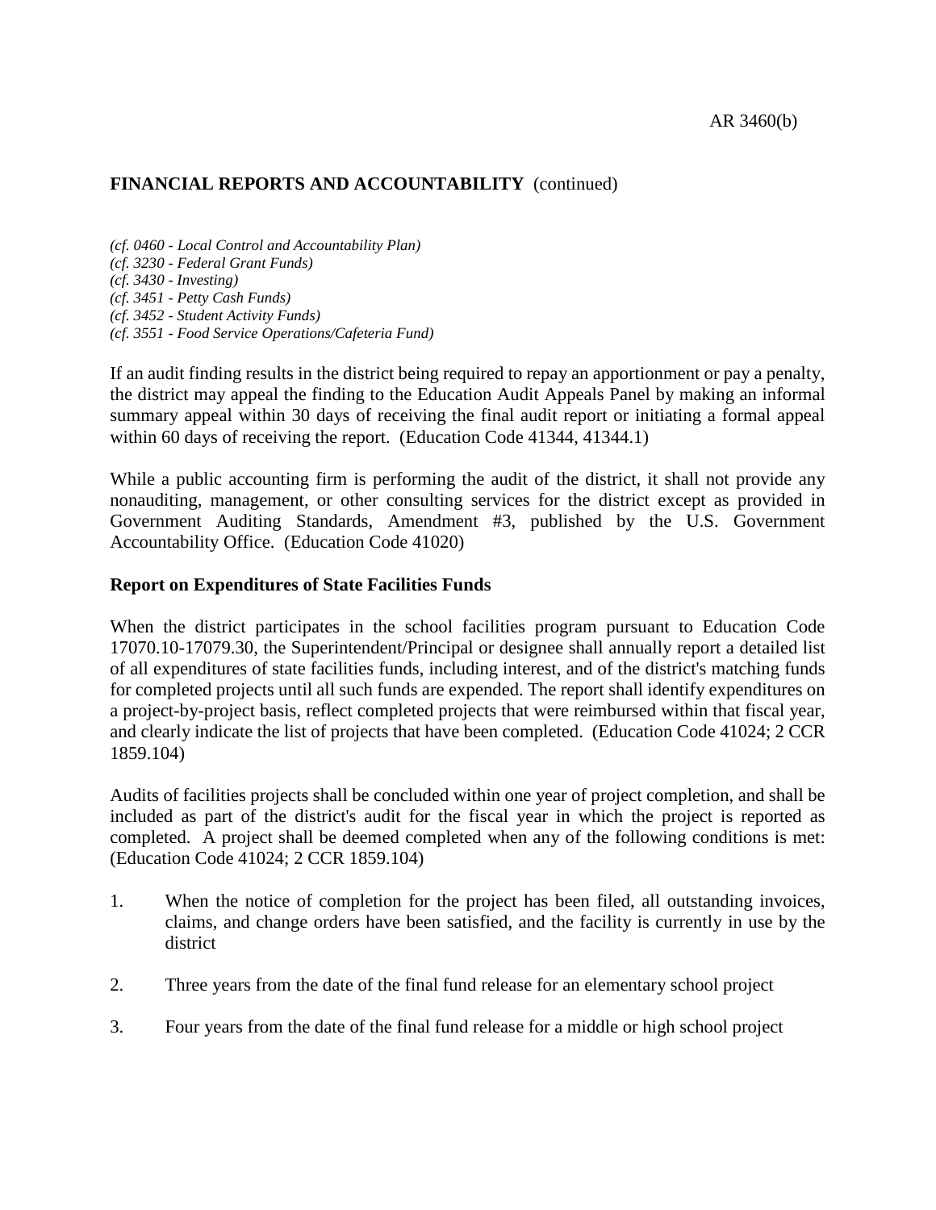## FINANCIAL REPORTS AND ACCOUNTABILITY (continued)

*(cf. 0460 - Local Control and Accountability Plan)*
*(cf. 3230 - Federal Grant Funds)*
*(cf. 3430 - Investing)*
*(cf. 3451 - Petty Cash Funds)*
*(cf. 3452 - Student Activity Funds)*
*(cf. 3551 - Food Service Operations/Cafeteria Fund)*

If an audit finding results in the district being required to repay an apportionment or pay a penalty, the district may appeal the finding to the Education Audit Appeals Panel by making an informal summary appeal within 30 days of receiving the final audit report or initiating a formal appeal within 60 days of receiving the report. (Education Code 41344, 41344.1)

While a public accounting firm is performing the audit of the district, it shall not provide any nonauditing, management, or other consulting services for the district except as provided in Government Auditing Standards, Amendment #3, published by the U.S. Government Accountability Office. (Education Code 41020)

**Report on Expenditures of State Facilities Funds**

When the district participates in the school facilities program pursuant to Education Code 17070.10-17079.30, the Superintendent/Principal or designee shall annually report a detailed list of all expenditures of state facilities funds, including interest, and of the district's matching funds for completed projects until all such funds are expended. The report shall identify expenditures on a project-by-project basis, reflect completed projects that were reimbursed within that fiscal year, and clearly indicate the list of projects that have been completed. (Education Code 41024; 2 CCR 1859.104)

Audits of facilities projects shall be concluded within one year of project completion, and shall be included as part of the district's audit for the fiscal year in which the project is reported as completed. A project shall be deemed completed when any of the following conditions is met: (Education Code 41024; 2 CCR 1859.104)

1. When the notice of completion for the project has been filed, all outstanding invoices, claims, and change orders have been satisfied, and the facility is currently in use by the district

2. Three years from the date of the final fund release for an elementary school project

3. Four years from the date of the final fund release for a middle or high school project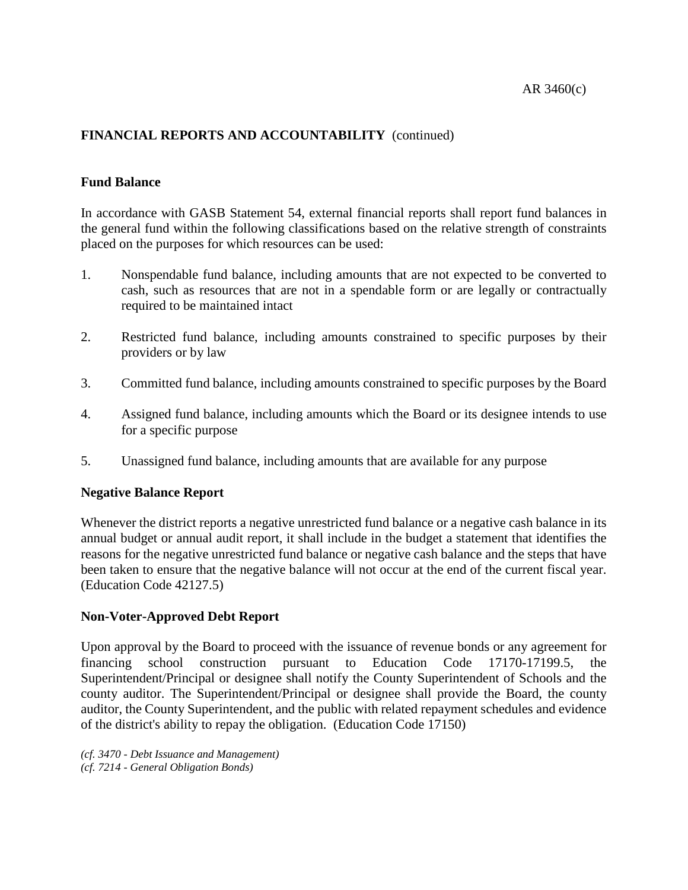## FINANCIAL REPORTS AND ACCOUNTABILITY (continued)

### Fund Balance

In accordance with GASB Statement 54, external financial reports shall report fund balances in the general fund within the following classifications based on the relative strength of constraints placed on the purposes for which resources can be used:

1. Nonspendable fund balance, including amounts that are not expected to be converted to cash, such as resources that are not in a spendable form or are legally or contractually required to be maintained intact

2. Restricted fund balance, including amounts constrained to specific purposes by their providers or by law

3. Committed fund balance, including amounts constrained to specific purposes by the Board

4. Assigned fund balance, including amounts which the Board or its designee intends to use for a specific purpose

5. Unassigned fund balance, including amounts that are available for any purpose

### Negative Balance Report

Whenever the district reports a negative unrestricted fund balance or a negative cash balance in its annual budget or annual audit report, it shall include in the budget a statement that identifies the reasons for the negative unrestricted fund balance or negative cash balance and the steps that have been taken to ensure that the negative balance will not occur at the end of the current fiscal year. (Education Code 42127.5)

### Non-Voter-Approved Debt Report

Upon approval by the Board to proceed with the issuance of revenue bonds or any agreement for financing school construction pursuant to Education Code 17170-17199.5, the Superintendent/Principal or designee shall notify the County Superintendent of Schools and the county auditor. The Superintendent/Principal or designee shall provide the Board, the county auditor, the County Superintendent, and the public with related repayment schedules and evidence of the district's ability to repay the obligation. (Education Code 17150)

*(cf. 3470 - Debt Issuance and Management)*
*(cf. 7214 - General Obligation Bonds)*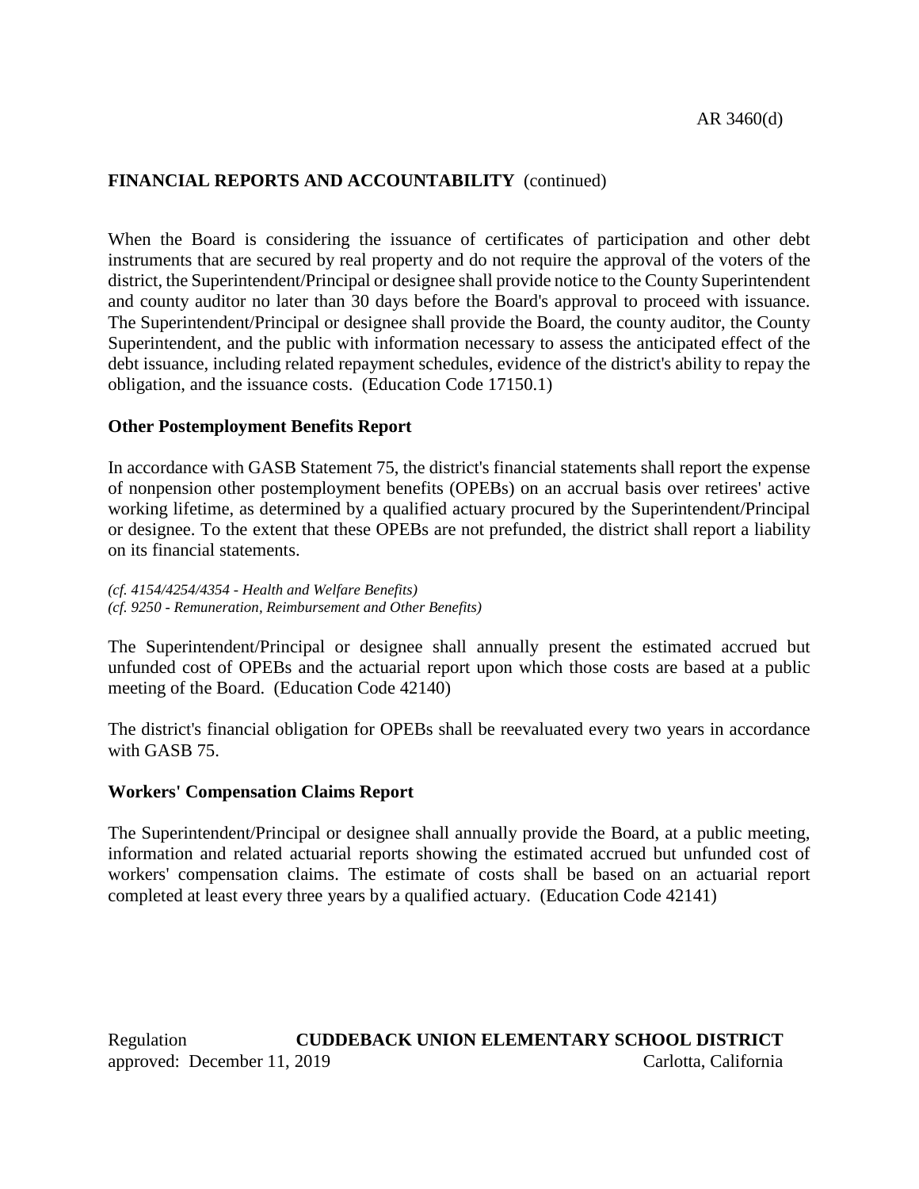When the Board is considering the issuance of certificates of participation and other debt instruments that are secured by real property and do not require the approval of the voters of the district, the Superintendent/Principal or designee shall provide notice to the County Superintendent and county auditor no later than 30 days before the Board's approval to proceed with issuance. The Superintendent/Principal or designee shall provide the Board, the county auditor, the County Superintendent, and the public with information necessary to assess the anticipated effect of the debt issuance, including related repayment schedules, evidence of the district's ability to repay the obligation, and the issuance costs. (Education Code 17150.1)

**Other Postemployment Benefits Report**

In accordance with GASB Statement 75, the district's financial statements shall report the expense of nonpension other postemployment benefits (OPEBs) on an accrual basis over retirees' active working lifetime, as determined by a qualified actuary procured by the Superintendent/Principal or designee. To the extent that these OPEBs are not prefunded, the district shall report a liability on its financial statements.

*(cf. 4154/4254/4354 - Health and Welfare Benefits)*
*(cf. 9250 - Remuneration, Reimbursement and Other Benefits)*

The Superintendent/Principal or designee shall annually present the estimated accrued but unfunded cost of OPEBs and the actuarial report upon which those costs are based at a public meeting of the Board. (Education Code 42140)

The district's financial obligation for OPEBs shall be reevaluated every two years in accordance with GASB 75.

**Workers' Compensation Claims Report**

The Superintendent/Principal or designee shall annually provide the Board, at a public meeting, information and related actuarial reports showing the estimated accrued but unfunded cost of workers' compensation claims. The estimate of costs shall be based on an actuarial report completed at least every three years by a qualified actuary. (Education Code 42141)

Regulation **CUDDEBACK UNION ELEMENTARY SCHOOL DISTRICT**
approved: December 11, 2019 Carlotta, California